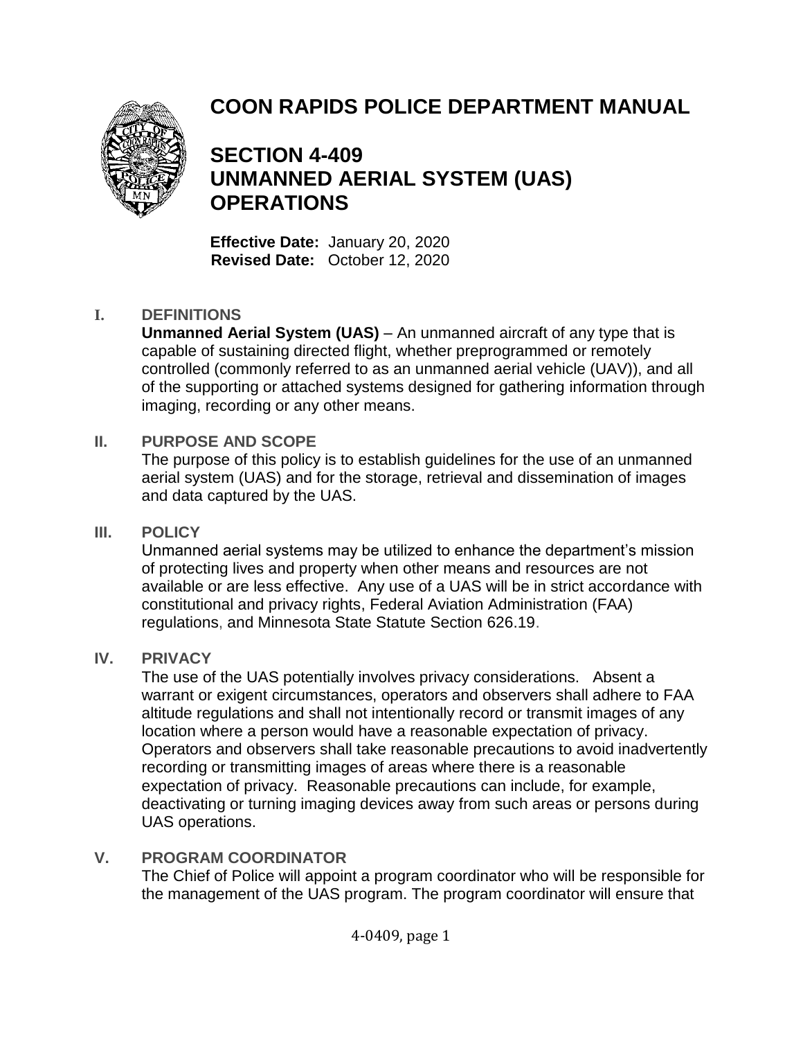# COON RAPIDS POLICE DEPARTMENT MANUAL

## SECTION 4-409
## UNMANNED AERIAL SYSTEM (UAS) OPERATIONS

**Effective Date:** January 20, 2020
**Revised Date:** October 12, 2020

### I. DEFINITIONS

**Unmanned Aerial System (UAS)** – An unmanned aircraft of any type that is capable of sustaining directed flight, whether preprogrammed or remotely controlled (commonly referred to as an unmanned aerial vehicle (UAV)), and all of the supporting or attached systems designed for gathering information through imaging, recording or any other means.

### II. PURPOSE AND SCOPE

The purpose of this policy is to establish guidelines for the use of an unmanned aerial system (UAS) and for the storage, retrieval and dissemination of images and data captured by the UAS.

### III. POLICY

Unmanned aerial systems may be utilized to enhance the department's mission of protecting lives and property when other means and resources are not available or are less effective. Any use of a UAS will be in strict accordance with constitutional and privacy rights, Federal Aviation Administration (FAA) regulations, and Minnesota State Statute Section 626.19.

### IV. PRIVACY

The use of the UAS potentially involves privacy considerations. Absent a warrant or exigent circumstances, operators and observers shall adhere to FAA altitude regulations and shall not intentionally record or transmit images of any location where a person would have a reasonable expectation of privacy. Operators and observers shall take reasonable precautions to avoid inadvertently recording or transmitting images of areas where there is a reasonable expectation of privacy. Reasonable precautions can include, for example, deactivating or turning imaging devices away from such areas or persons during UAS operations.

### V. PROGRAM COORDINATOR

The Chief of Police will appoint a program coordinator who will be responsible for the management of the UAS program. The program coordinator will ensure that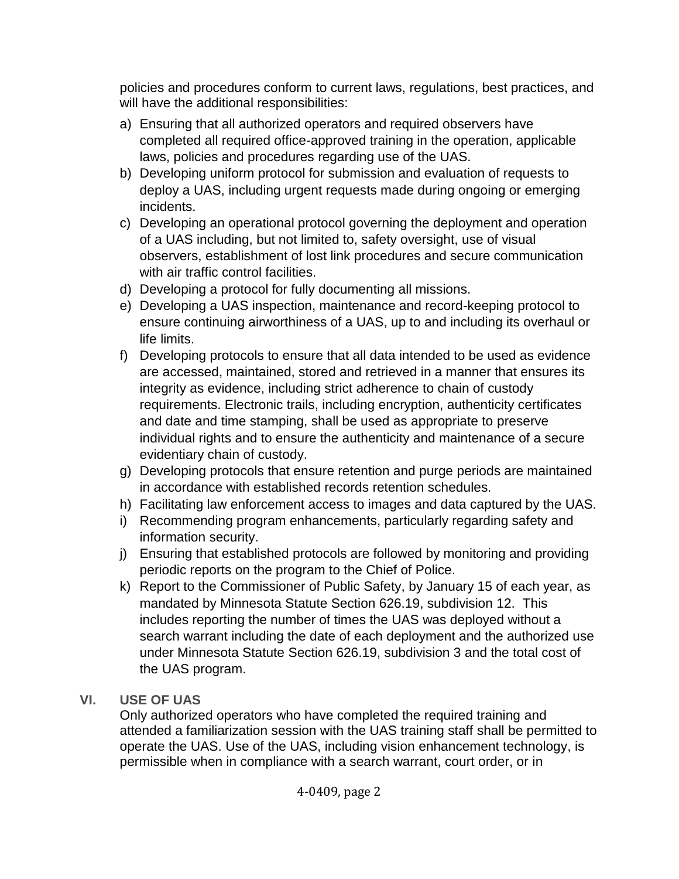policies and procedures conform to current laws, regulations, best practices, and will have the additional responsibilities:

a) Ensuring that all authorized operators and required observers have completed all required office-approved training in the operation, applicable laws, policies and procedures regarding use of the UAS.
b) Developing uniform protocol for submission and evaluation of requests to deploy a UAS, including urgent requests made during ongoing or emerging incidents.
c) Developing an operational protocol governing the deployment and operation of a UAS including, but not limited to, safety oversight, use of visual observers, establishment of lost link procedures and secure communication with air traffic control facilities.
d) Developing a protocol for fully documenting all missions.
e) Developing a UAS inspection, maintenance and record-keeping protocol to ensure continuing airworthiness of a UAS, up to and including its overhaul or life limits.
f) Developing protocols to ensure that all data intended to be used as evidence are accessed, maintained, stored and retrieved in a manner that ensures its integrity as evidence, including strict adherence to chain of custody requirements. Electronic trails, including encryption, authenticity certificates and date and time stamping, shall be used as appropriate to preserve individual rights and to ensure the authenticity and maintenance of a secure evidentiary chain of custody.
g) Developing protocols that ensure retention and purge periods are maintained in accordance with established records retention schedules.
h) Facilitating law enforcement access to images and data captured by the UAS.
i) Recommending program enhancements, particularly regarding safety and information security.
j) Ensuring that established protocols are followed by monitoring and providing periodic reports on the program to the Chief of Police.
k) Report to the Commissioner of Public Safety, by January 15 of each year, as mandated by Minnesota Statute Section 626.19, subdivision 12. This includes reporting the number of times the UAS was deployed without a search warrant including the date of each deployment and the authorized use under Minnesota Statute Section 626.19, subdivision 3 and the total cost of the UAS program.

## VI. USE OF UAS

Only authorized operators who have completed the required training and attended a familiarization session with the UAS training staff shall be permitted to operate the UAS. Use of the UAS, including vision enhancement technology, is permissible when in compliance with a search warrant, court order, or in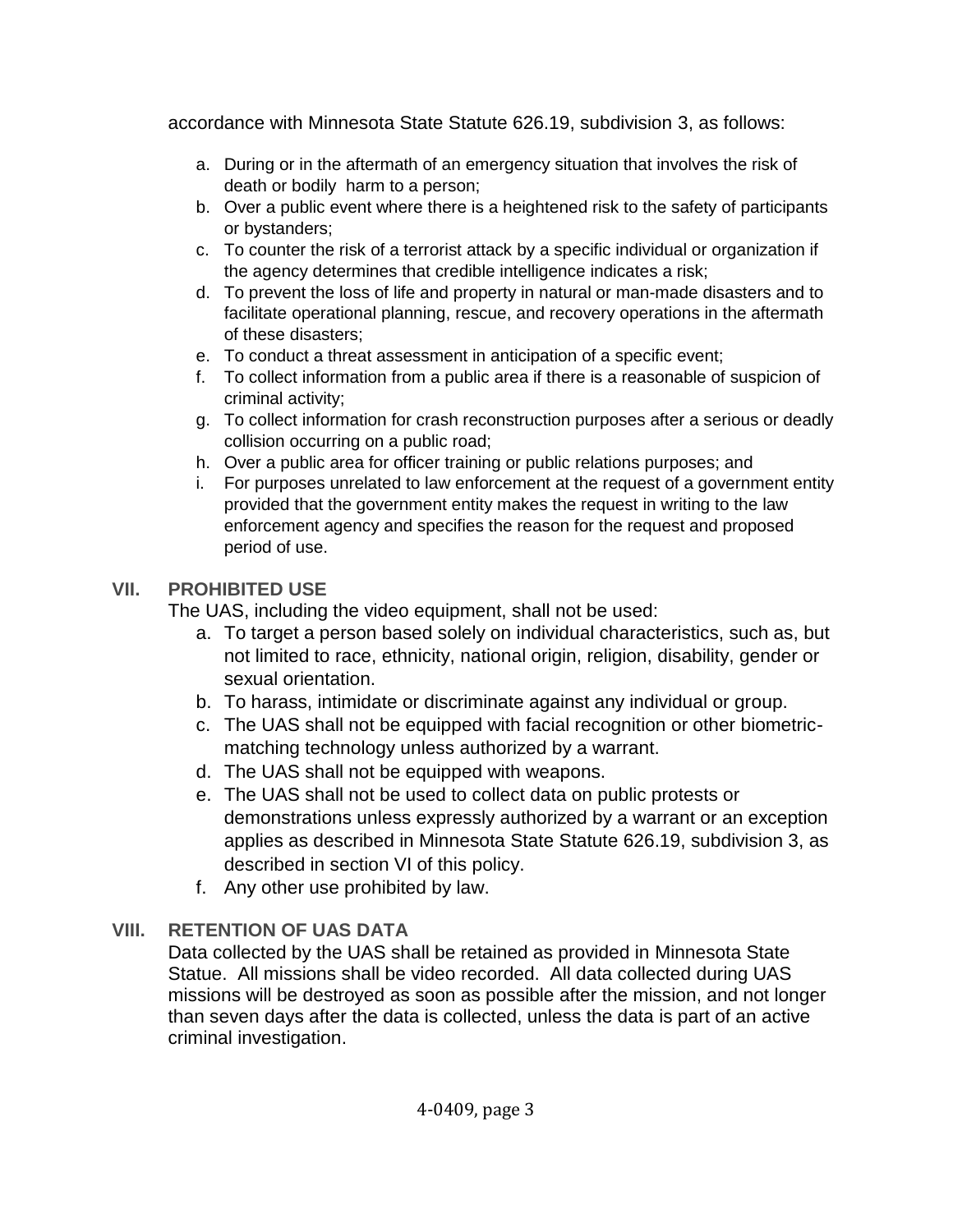accordance with Minnesota State Statute 626.19, subdivision 3, as follows:

a. During or in the aftermath of an emergency situation that involves the risk of death or bodily harm to a person;
b. Over a public event where there is a heightened risk to the safety of participants or bystanders;
c. To counter the risk of a terrorist attack by a specific individual or organization if the agency determines that credible intelligence indicates a risk;
d. To prevent the loss of life and property in natural or man-made disasters and to facilitate operational planning, rescue, and recovery operations in the aftermath of these disasters;
e. To conduct a threat assessment in anticipation of a specific event;
f. To collect information from a public area if there is a reasonable of suspicion of criminal activity;
g. To collect information for crash reconstruction purposes after a serious or deadly collision occurring on a public road;
h. Over a public area for officer training or public relations purposes; and
i. For purposes unrelated to law enforcement at the request of a government entity provided that the government entity makes the request in writing to the law enforcement agency and specifies the reason for the request and proposed period of use.

## VII. PROHIBITED USE

The UAS, including the video equipment, shall not be used:

a. To target a person based solely on individual characteristics, such as, but not limited to race, ethnicity, national origin, religion, disability, gender or sexual orientation.
b. To harass, intimidate or discriminate against any individual or group.
c. The UAS shall not be equipped with facial recognition or other biometric-matching technology unless authorized by a warrant.
d. The UAS shall not be equipped with weapons.
e. The UAS shall not be used to collect data on public protests or demonstrations unless expressly authorized by a warrant or an exception applies as described in Minnesota State Statute 626.19, subdivision 3, as described in section VI of this policy.
f. Any other use prohibited by law.

## VIII. RETENTION OF UAS DATA

Data collected by the UAS shall be retained as provided in Minnesota State Statue. All missions shall be video recorded. All data collected during UAS missions will be destroyed as soon as possible after the mission, and not longer than seven days after the data is collected, unless the data is part of an active criminal investigation.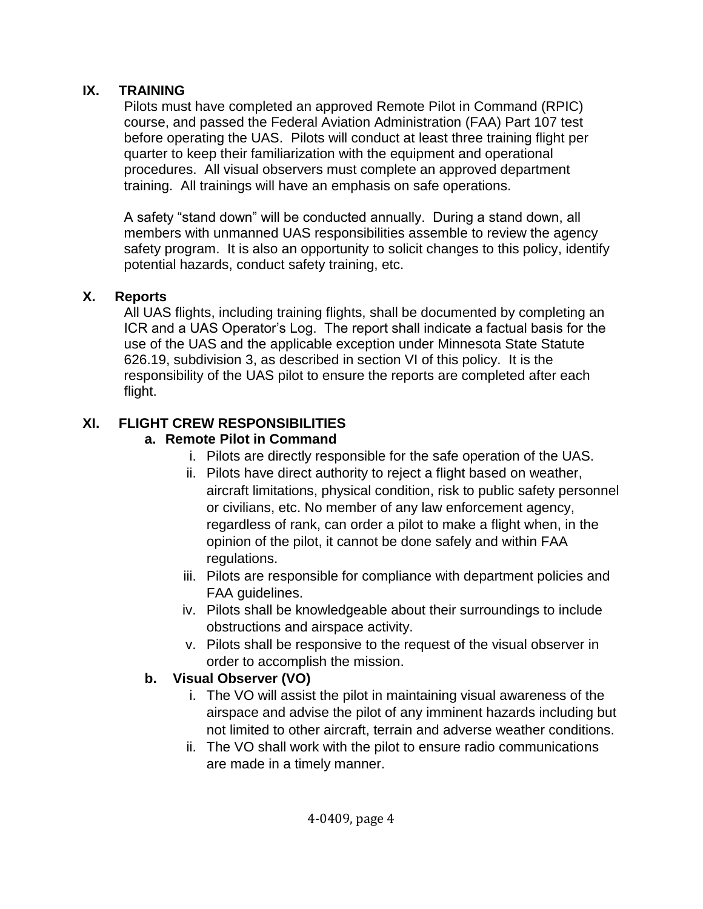## IX. TRAINING

Pilots must have completed an approved Remote Pilot in Command (RPIC) course, and passed the Federal Aviation Administration (FAA) Part 107 test before operating the UAS. Pilots will conduct at least three training flight per quarter to keep their familiarization with the equipment and operational procedures. All visual observers must complete an approved department training. All trainings will have an emphasis on safe operations.

A safety "stand down" will be conducted annually. During a stand down, all members with unmanned UAS responsibilities assemble to review the agency safety program. It is also an opportunity to solicit changes to this policy, identify potential hazards, conduct safety training, etc.

## X. Reports

All UAS flights, including training flights, shall be documented by completing an ICR and a UAS Operator's Log. The report shall indicate a factual basis for the use of the UAS and the applicable exception under Minnesota State Statute 626.19, subdivision 3, as described in section VI of this policy. It is the responsibility of the UAS pilot to ensure the reports are completed after each flight.

## XI. FLIGHT CREW RESPONSIBILITIES

### a. Remote Pilot in Command

i. Pilots are directly responsible for the safe operation of the UAS.

ii. Pilots have direct authority to reject a flight based on weather, aircraft limitations, physical condition, risk to public safety personnel or civilians, etc. No member of any law enforcement agency, regardless of rank, can order a pilot to make a flight when, in the opinion of the pilot, it cannot be done safely and within FAA regulations.

iii. Pilots are responsible for compliance with department policies and FAA guidelines.

iv. Pilots shall be knowledgeable about their surroundings to include obstructions and airspace activity.

v. Pilots shall be responsive to the request of the visual observer in order to accomplish the mission.

### b. Visual Observer (VO)

i. The VO will assist the pilot in maintaining visual awareness of the airspace and advise the pilot of any imminent hazards including but not limited to other aircraft, terrain and adverse weather conditions.

ii. The VO shall work with the pilot to ensure radio communications are made in a timely manner.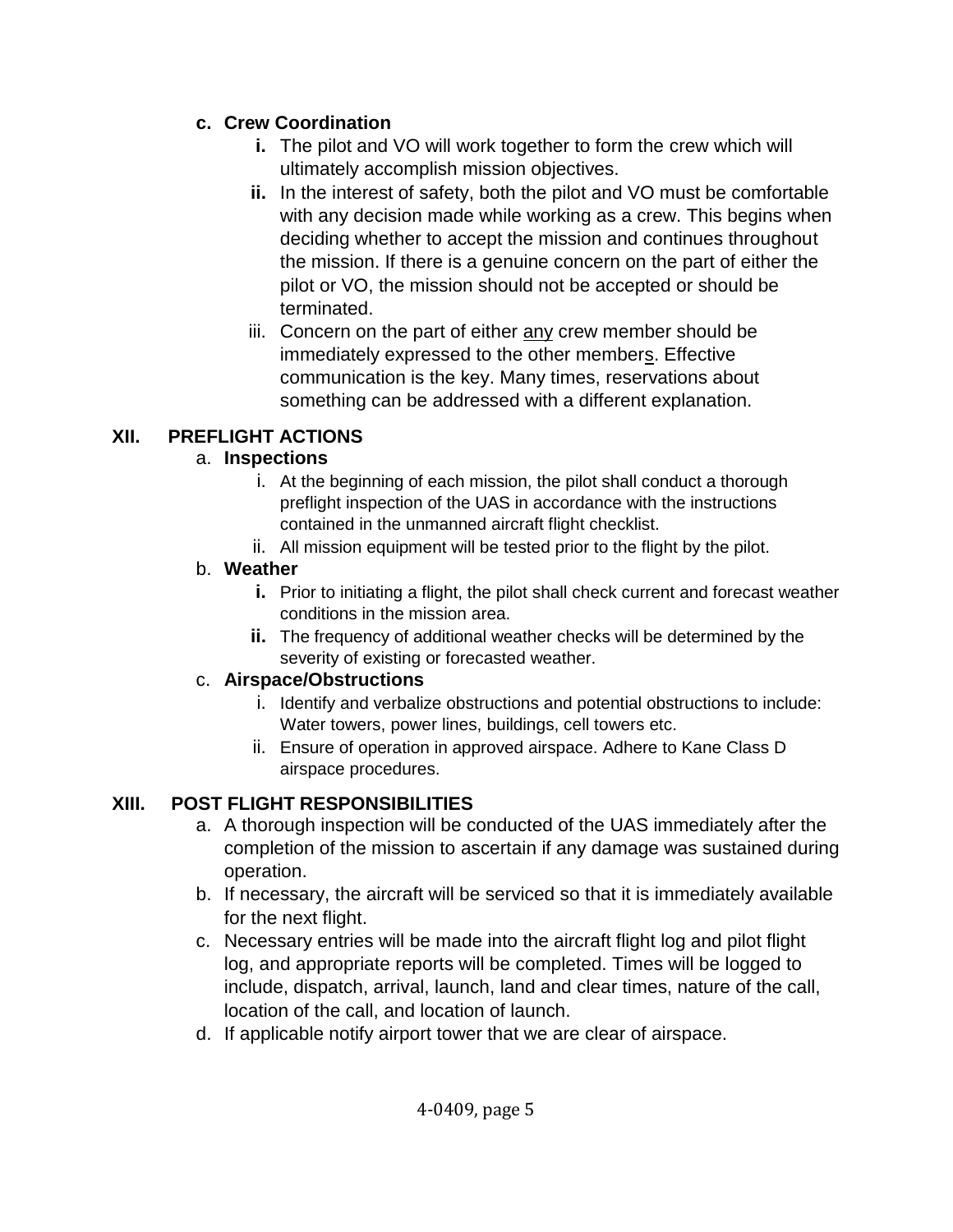**c. Crew Coordination**

- **i.** The pilot and VO will work together to form the crew which will ultimately accomplish mission objectives.
- **ii.** In the interest of safety, both the pilot and VO must be comfortable with any decision made while working as a crew. This begins when deciding whether to accept the mission and continues throughout the mission. If there is a genuine concern on the part of either the pilot or VO, the mission should not be accepted or should be terminated.
- iii. Concern on the part of either <u>any</u> crew member should be immediately expressed to the other member<u>s</u>. Effective communication is the key. Many times, reservations about something can be addressed with a different explanation.

## XII. PREFLIGHT ACTIONS

a. **Inspections**

- i. At the beginning of each mission, the pilot shall conduct a thorough preflight inspection of the UAS in accordance with the instructions contained in the unmanned aircraft flight checklist.
- ii. All mission equipment will be tested prior to the flight by the pilot.

b. **Weather**

- **i.** Prior to initiating a flight, the pilot shall check current and forecast weather conditions in the mission area.
- **ii.** The frequency of additional weather checks will be determined by the severity of existing or forecasted weather.

c. **Airspace/Obstructions**

- i. Identify and verbalize obstructions and potential obstructions to include: Water towers, power lines, buildings, cell towers etc.
- ii. Ensure of operation in approved airspace. Adhere to Kane Class D airspace procedures.

## XIII. POST FLIGHT RESPONSIBILITIES

a. A thorough inspection will be conducted of the UAS immediately after the completion of the mission to ascertain if any damage was sustained during operation.

b. If necessary, the aircraft will be serviced so that it is immediately available for the next flight.

c. Necessary entries will be made into the aircraft flight log and pilot flight log, and appropriate reports will be completed. Times will be logged to include, dispatch, arrival, launch, land and clear times, nature of the call, location of the call, and location of launch.

d. If applicable notify airport tower that we are clear of airspace.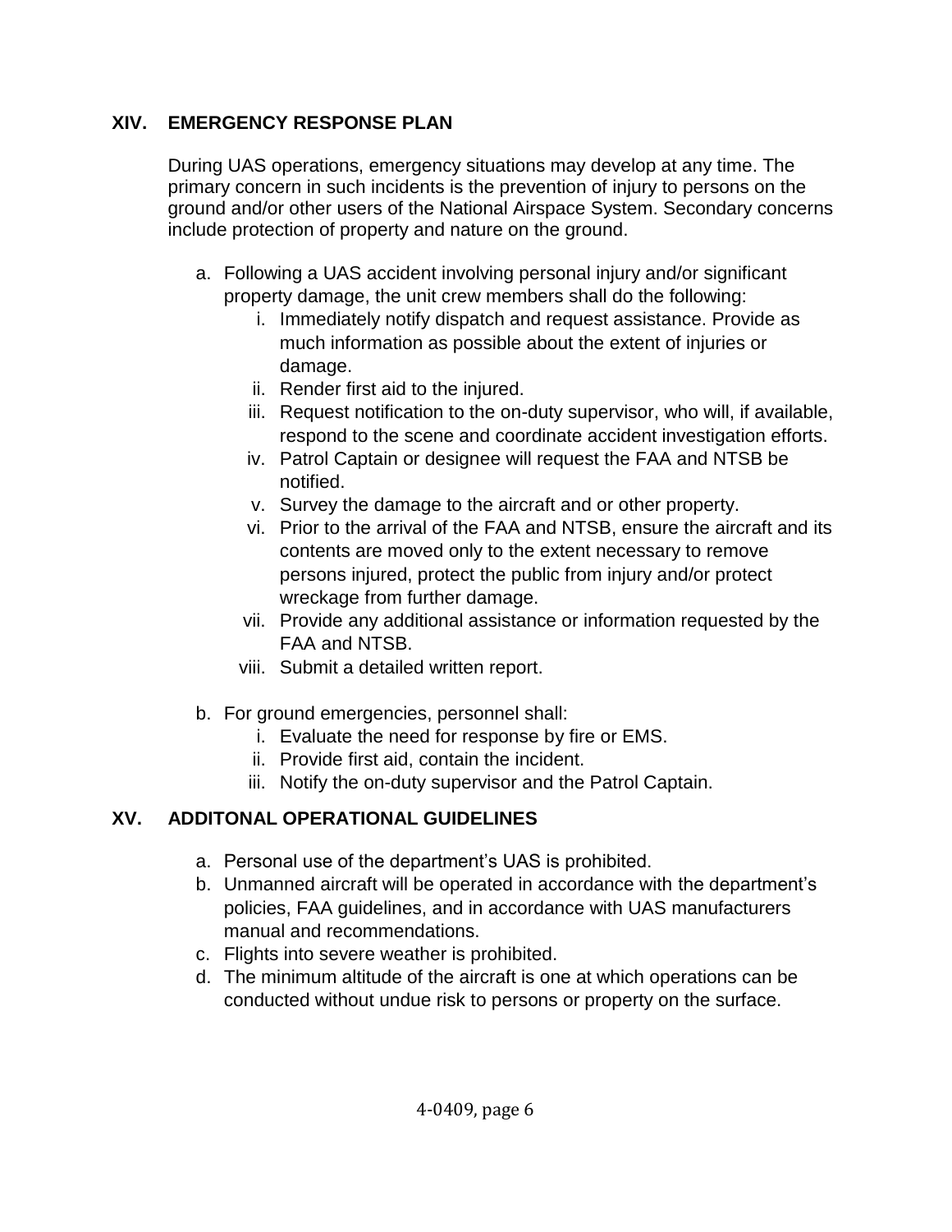## XIV. EMERGENCY RESPONSE PLAN

During UAS operations, emergency situations may develop at any time. The primary concern in such incidents is the prevention of injury to persons on the ground and/or other users of the National Airspace System. Secondary concerns include protection of property and nature on the ground.

a. Following a UAS accident involving personal injury and/or significant property damage, the unit crew members shall do the following:
   i. Immediately notify dispatch and request assistance. Provide as much information as possible about the extent of injuries or damage.
   ii. Render first aid to the injured.
   iii. Request notification to the on-duty supervisor, who will, if available, respond to the scene and coordinate accident investigation efforts.
   iv. Patrol Captain or designee will request the FAA and NTSB be notified.
   v. Survey the damage to the aircraft and or other property.
   vi. Prior to the arrival of the FAA and NTSB, ensure the aircraft and its contents are moved only to the extent necessary to remove persons injured, protect the public from injury and/or protect wreckage from further damage.
   vii. Provide any additional assistance or information requested by the FAA and NTSB.
   viii. Submit a detailed written report.

b. For ground emergencies, personnel shall:
   i. Evaluate the need for response by fire or EMS.
   ii. Provide first aid, contain the incident.
   iii. Notify the on-duty supervisor and the Patrol Captain.

## XV. ADDITONAL OPERATIONAL GUIDELINES

a. Personal use of the department's UAS is prohibited.
b. Unmanned aircraft will be operated in accordance with the department's policies, FAA guidelines, and in accordance with UAS manufacturers manual and recommendations.
c. Flights into severe weather is prohibited.
d. The minimum altitude of the aircraft is one at which operations can be conducted without undue risk to persons or property on the surface.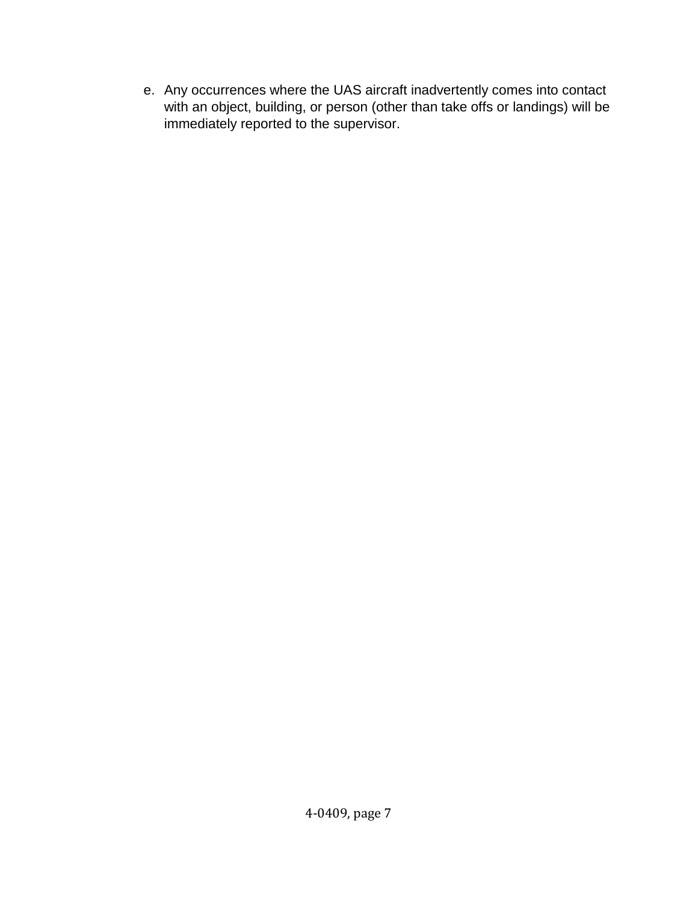e. Any occurrences where the UAS aircraft inadvertently comes into contact with an object, building, or person (other than take offs or landings) will be immediately reported to the supervisor.